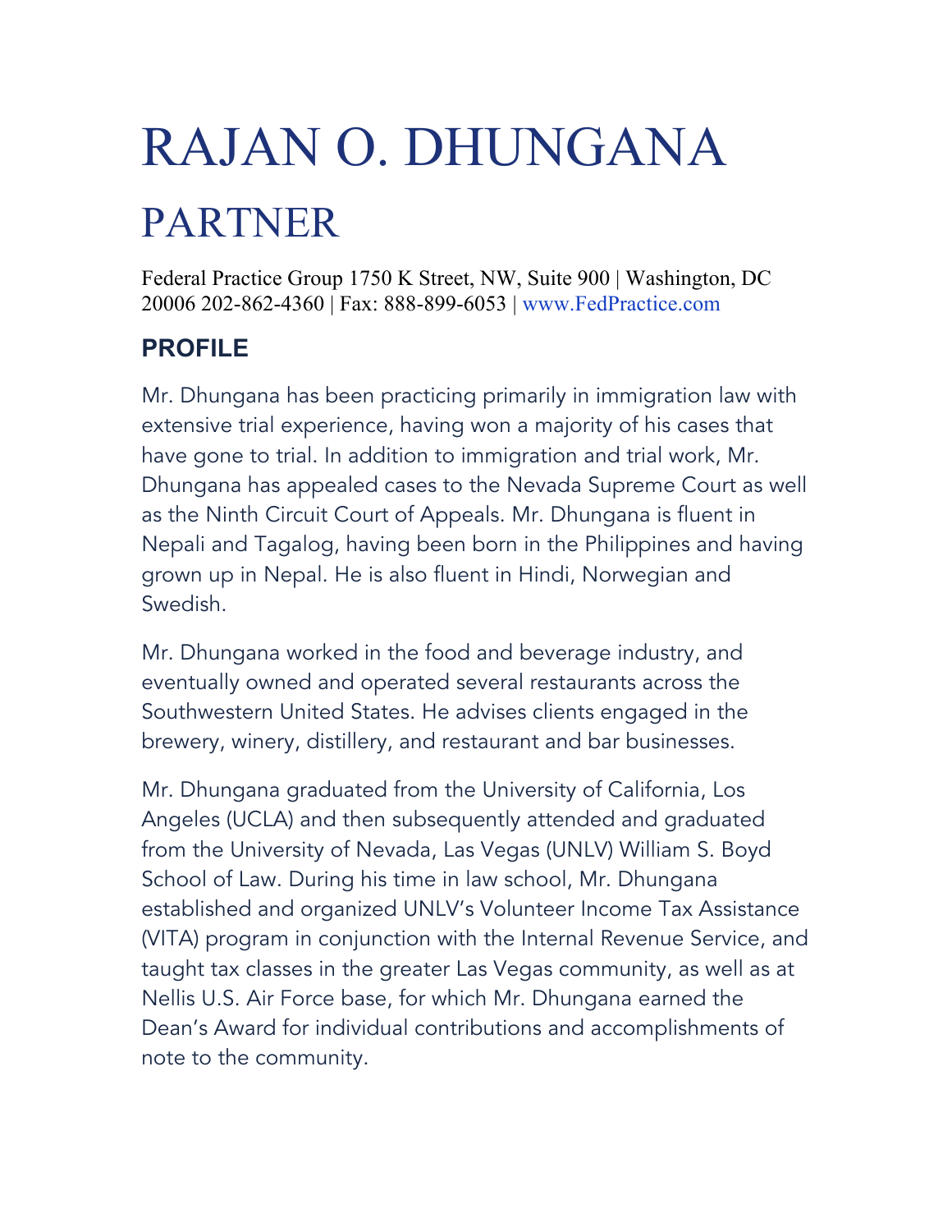# RAJAN O. DHUNGANA

## PARTNER

Federal Practice Group 1750 K Street, NW, Suite 900 | Washington, DC 20006 202-862-4360 | Fax: 888-899-6053 | www.FedPractice.com

### PROFILE

Mr. Dhungana has been practicing primarily in immigration law with extensive trial experience, having won a majority of his cases that have gone to trial. In addition to immigration and trial work, Mr. Dhungana has appealed cases to the Nevada Supreme Court as well as the Ninth Circuit Court of Appeals. Mr. Dhungana is fluent in Nepali and Tagalog, having been born in the Philippines and having grown up in Nepal. He is also fluent in Hindi, Norwegian and Swedish.

Mr. Dhungana worked in the food and beverage industry, and eventually owned and operated several restaurants across the Southwestern United States. He advises clients engaged in the brewery, winery, distillery, and restaurant and bar businesses.

Mr. Dhungana graduated from the University of California, Los Angeles (UCLA) and then subsequently attended and graduated from the University of Nevada, Las Vegas (UNLV) William S. Boyd School of Law. During his time in law school, Mr. Dhungana established and organized UNLV's Volunteer Income Tax Assistance (VITA) program in conjunction with the Internal Revenue Service, and taught tax classes in the greater Las Vegas community, as well as at Nellis U.S. Air Force base, for which Mr. Dhungana earned the Dean's Award for individual contributions and accomplishments of note to the community.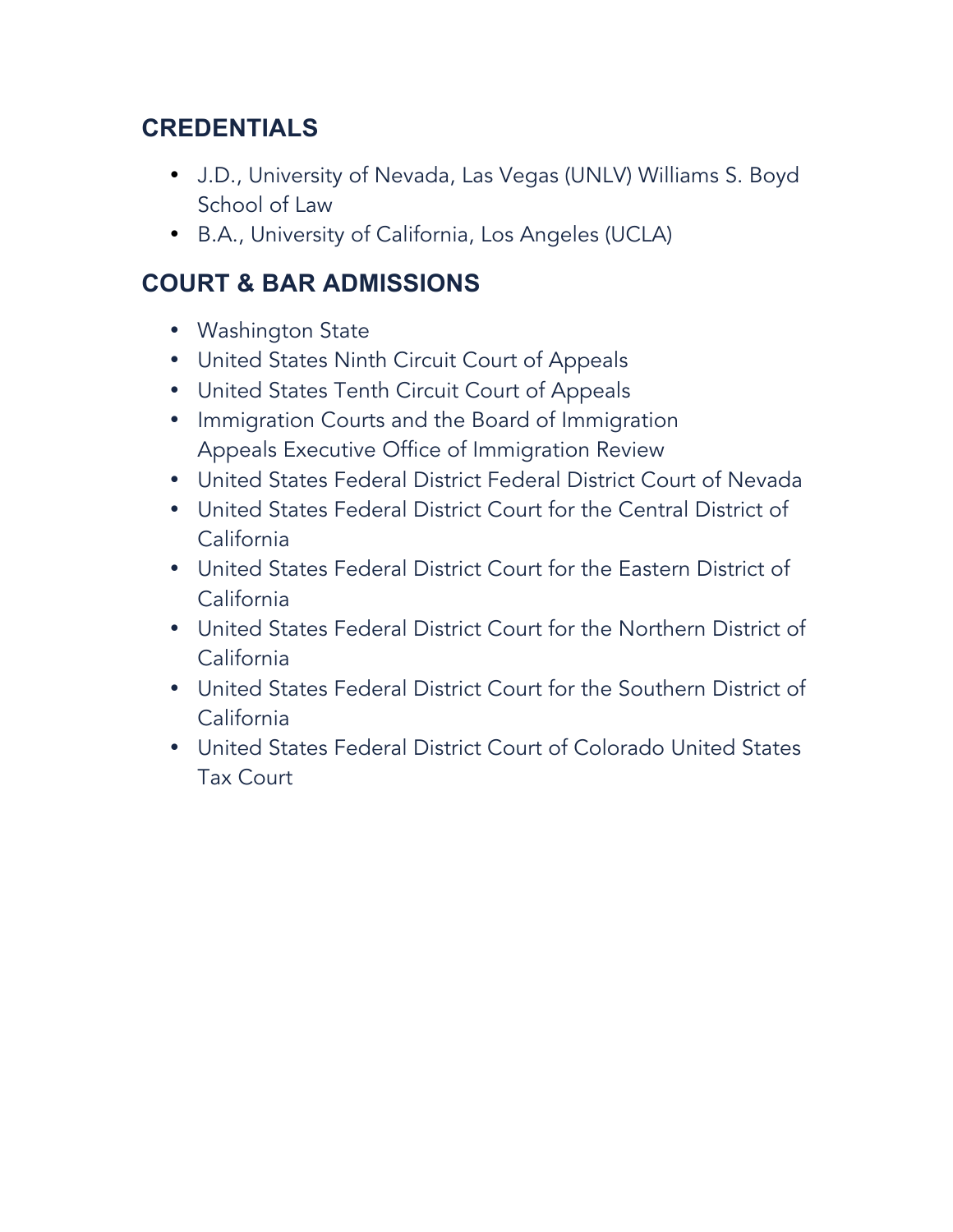## CREDENTIALS

- J.D., University of Nevada, Las Vegas (UNLV) Williams S. Boyd School of Law
- B.A., University of California, Los Angeles (UCLA)

## COURT & BAR ADMISSIONS

- Washington State
- United States Ninth Circuit Court of Appeals
- United States Tenth Circuit Court of Appeals
- Immigration Courts and the Board of Immigration Appeals Executive Office of Immigration Review
- United States Federal District Federal District Court of Nevada
- United States Federal District Court for the Central District of California
- United States Federal District Court for the Eastern District of California
- United States Federal District Court for the Northern District of California
- United States Federal District Court for the Southern District of California
- United States Federal District Court of Colorado United States Tax Court